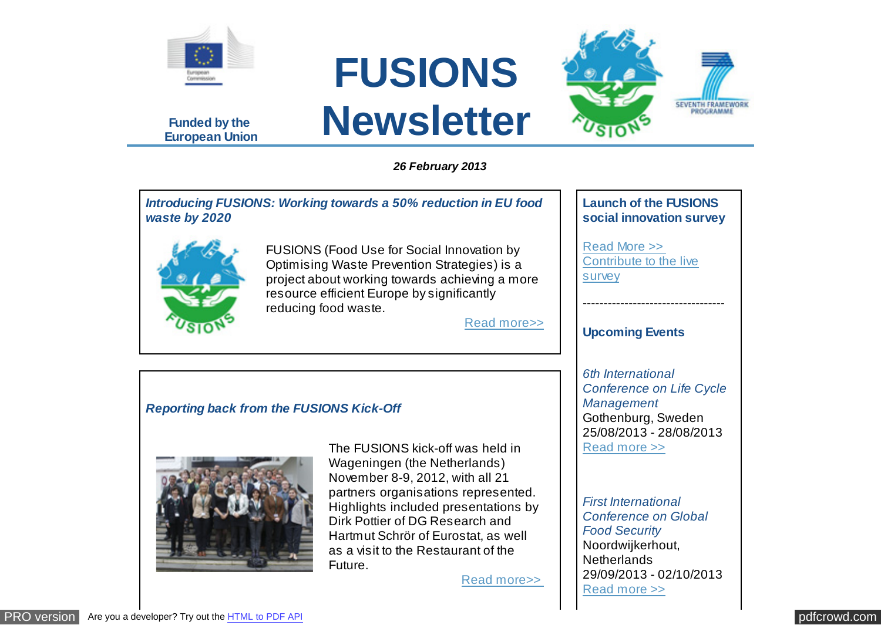Funded by the European Union

# FUSIONS Newsletter

***26 February 2013***

### *Introducing FUSIONS: Working towards a 50% reduction in EU food waste by 2020*

FUSIONS (Food Use for Social Innovation by Optimising Waste Prevention Strategies) is a project about working towards achieving a more resource efficient Europe by significantly reducing food waste.

Read more>>

### *Reporting back from the FUSIONS Kick-Off*

The FUSIONS kick-off was held in Wageningen (the Netherlands) November 8-9, 2012, with all 21 partners organisations represented. Highlights included presentations by Dirk Pottier of DG Research and Hartmut Schrör of Eurostat, as well as a visit to the Restaurant of the Future.

Read more>>

### Launch of the FUSIONS social innovation survey

Read More >>
Contribute to the live survey

----------------------------------

### Upcoming Events

*6th International Conference on Life Cycle Management*
Gothenburg, Sweden
25/08/2013 - 28/08/2013
Read more >>

*First International Conference on Global Food Security*
Noordwijkerhout, Netherlands
29/09/2013 - 02/10/2013
Read more >>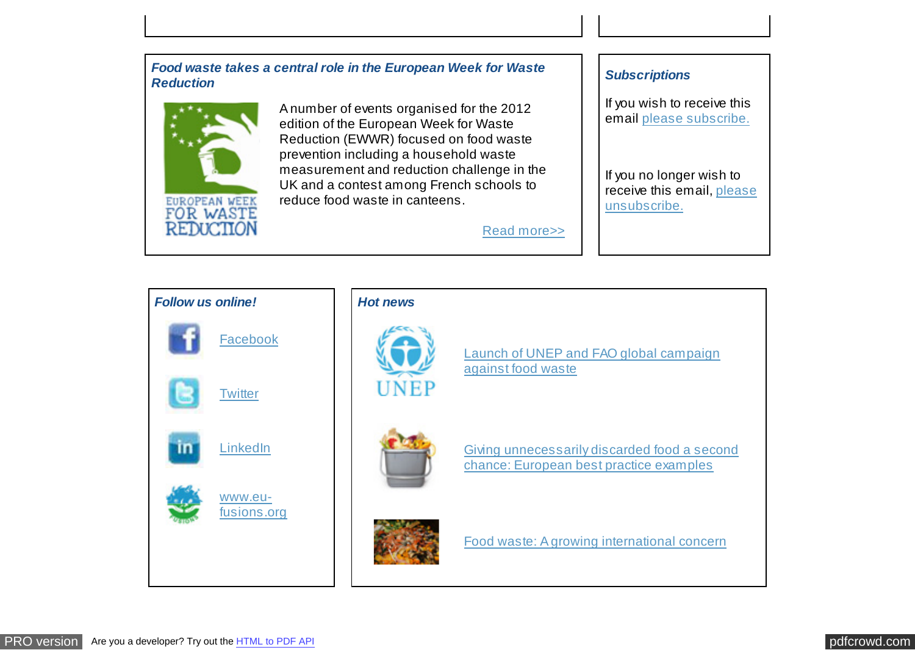### *Food waste takes a central role in the European Week for Waste Reduction*

A number of events organised for the 2012 edition of the European Week for Waste Reduction (EWWR) focused on food waste prevention including a household waste measurement and reduction challenge in the UK and a contest among French schools to reduce food waste in canteens.

Read more>>

### *Subscriptions*

If you wish to receive this email please subscribe.

If you no longer wish to receive this email, please unsubscribe.

### *Follow us online!*

- Facebook
- Twitter
- LinkedIn
- www.eu-fusions.org

### *Hot news*

- Launch of UNEP and FAO global campaign against food waste
- Giving unnecessarily discarded food a second chance: European best practice examples
- Food waste: A growing international concern